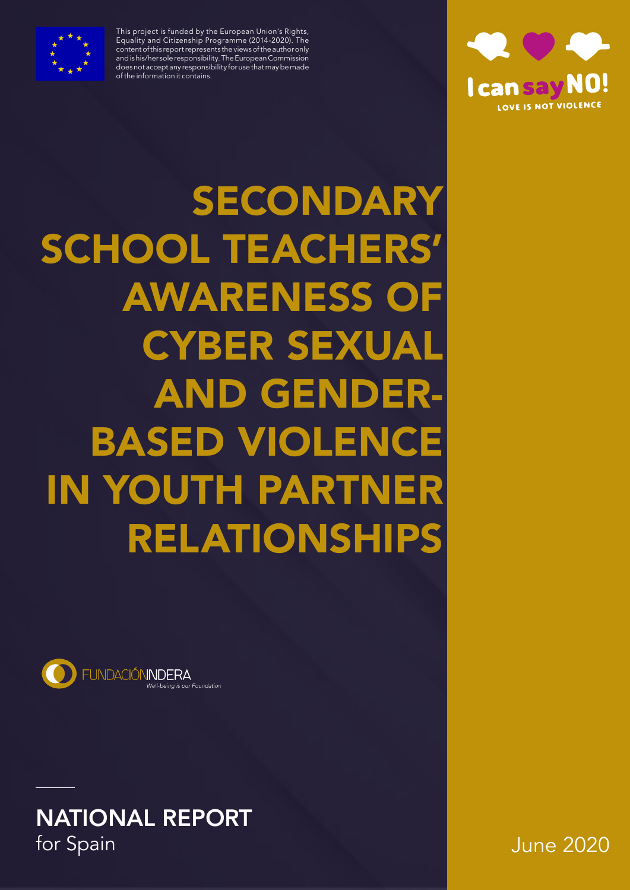This project is funded by the European Union's Rights, Equality and Citizenship Programme (2014-2020). The content of this report represents the views of the author only and is his/her sole responsibility. The European Commission does not accept any responsibility for use that may be made of the information it contains.

I can say NO!

LOVE IS NOT VIOLENCE

# SECONDARY SCHOOL TEACHERS' AWARENESS OF CYBER SEXUAL AND GENDER-BASED VIOLENCE IN YOUTH PARTNER RELATIONSHIPS

FUNDACIÓN INDERA

*Well-being is our Foundation*

## NATIONAL REPORT

for Spain

June 2020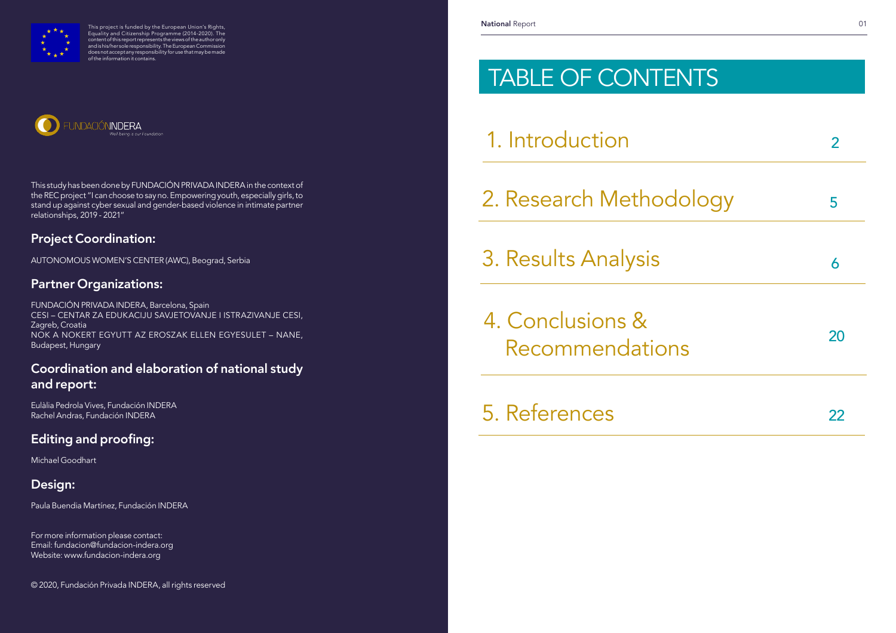This project is funded by the European Union's Rights, Equality and Citizenship Programme (2014-2020). The content of this report represents the views of the author only and is his/her sole responsibility. The European Commission does not accept any responsibility for use that may be made of the information it contains.

FUNDACIÓNINDERA
Well being is our Foundation

This study has been done by FUNDACIÓN PRIVADA INDERA in the context of the REC project "I can choose to say no. Empowering youth, especially girls, to stand up against cyber sexual and gender-based violence in intimate partner relationships, 2019 - 2021"

## Project Coordination:

AUTONOMOUS WOMEN'S CENTER (AWC), Beograd, Serbia

## Partner Organizations:

FUNDACIÓN PRIVADA INDERA, Barcelona, Spain
CESI – CENTAR ZA EDUKACIJU SAVJETOVANJE I ISTRAZIVANJE CESI, Zagreb, Croatia
NOK A NOKERT EGYUTT AZ EROSZAK ELLEN EGYESULET – NANE, Budapest, Hungary

## Coordination and elaboration of national study and report:

Eulàlia Pedrola Vives, Fundación INDERA
Rachel Andras, Fundación INDERA

## Editing and proofing:

Michael Goodhart

## Design:

Paula Buendia Martínez, Fundación INDERA

For more information please contact:
Email: fundacion@fundacion-indera.org
Website: www.fundacion-indera.org

© 2020, Fundación Privada INDERA, all rights reserved

# TABLE OF CONTENTS

| | |
|---|---|
| 1. Introduction | 2 |
| 2. Research Methodology | 5 |
| 3. Results Analysis | 6 |
| 4. Conclusions & Recommendations | 20 |
| 5. References | 22 |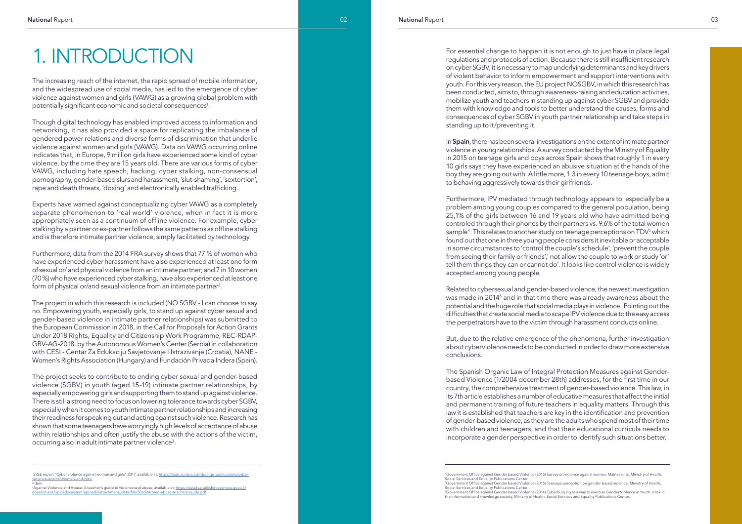# 1. INTRODUCTION

The increasing reach of the internet, the rapid spread of mobile information, and the widespread use of social media, has led to the emergence of cyber violence against women and girls (VAWG) as a growing global problem with potentially significant economic and societal consequences[1].

Though digital technology has enabled improved access to information and networking, it has also provided a space for replicating the imbalance of gendered power relations and diverse forms of discrimination that underlie violence against women and girls (VAWG). Data on VAWG occurring online indicates that, in Europe, 9 million girls have experienced some kind of cyber violence, by the time they are 15 years old. There are various forms of cyber VAWG, including hate speech, hacking, cyber stalking, non-consensual pornography, gender-based slurs and harassment, 'slut-shaming', 'sextortion', rape and death threats, 'doxing' and electronically enabled trafficking.

Experts have warned against conceptualizing cyber VAWG as a completely separate phenomenon to 'real world' violence, when in fact it is more appropriately seen as a continuum of offline violence. For example, cyber stalking by a partner or ex-partner follows the same patterns as offline stalking and is therefore intimate partner violence, simply facilitated by technology.

Furthermore, data from the 2014 FRA survey shows that 77 % of women who have experienced cyber harassment have also experienced at least one form of sexual or/ and physical violence from an intimate partner; and 7 in 10 women (70 %) who have experienced cyber stalking, have also experienced at least one form of physical or/and sexual violence from an intimate partner[2].

The project in which this research is included (NO SGBV - I can choose to say no. Empowering youth, especially girls, to stand up against cyber sexual and gender-based violence in intimate partner relationships) was submitted to the European Commission in 2018, in the Call for Proposals for Action Grants Under 2018 Rights, Equality and Citizenship Work Programme, REC-RDAP-GBV-AG-2018, by the Autonomous Women's Center (Serbia) in collaboration with CESI - Centar Za Edukaciju Savjetovanje I Istrazivanje (Croatia), NANE - Women's Rights Association (Hungary) and Fundación Privada Indera (Spain).

The project seeks to contribute to ending cyber sexual and gender-based violence (SGBV) in youth (aged 15-19) intimate partner relationships, by especially empowering girls and supporting them to stand up against violence. There is still a strong need to focus on lowering tolerance towards cyber SGBV, especially when it comes to youth intimate partner relationships and increasing their readiness for speaking out and acting against such violence. Research has shown that some teenagers have worryingly high levels of acceptance of abuse within relationships and often justify the abuse with the actions of the victim, occurring also in adult intimate partner violence[3].

For essential change to happen it is not enough to just have in place legal regulations and protocols of action. Because there is still insufficient research on cyber SGBV, it is necessary to map underlying determinants and key drivers of violent behavior to inform empowerment and support interventions with youth. For this very reason, the EU project NOSGBV, in which this research has been conducted, aims to, through awareness-raising and education activities, mobilize youth and teachers in standing up against cyber SGBV and provide them with knowledge and tools to better understand the causes, forms and consequences of cyber SGBV in youth partner relationship and take steps in standing up to it/preventing it.

In **Spain**, there has been several investigations on the extent of intimate partner violence in young relationships. A survey conducted by the Ministry of Equality in 2015 on teenage girls and boys across Spain shows that roughly 1 in every 10 girls says they have experienced an abusive situation at the hands of the boy they are going out with. A little more, 1.3 in every 10 teenage boys, admit to behaving aggressively towards their girlfriends.

Furthermore, IPV mediated through technology appears to especially be a problem among young couples compared to the general population, being 25,1% of the girls between 16 and 19 years old who have admitted being controled through their phones by their partners vs. 9.6% of the total women sample[4]. This relates to another study on teenage perceptions on TDV[5] which found out that one in three young people considers it inevitable or acceptable in some circumstances to 'control the couple's schedule', 'prevent the couple from seeing their family or friends',' not allow the couple to work or study 'or' tell them things they can or cannot do'. It looks like control violence is widely accepted among young people.

Related to cybersexual and gender-based violence, the newest investigation was made in 2014[6] and in that time there was already awareness about the potential and the huge role that social media plays in violence. Pointing out the difficulties that create social media to scape IPV violence due to the easy access the perpetrators have to the victim through harassment conducts online.

But, due to the relative emergence of the phenomena, further investigation about cyberviolence needs to be conducted in order to draw more extensive conclusions.

The Spanish Organic Law of Integral Protection Measures against Gender-based Violence (1/2004 december 28th) addresses, for the first time in our country, the comprehensive treatment of gender-based violence. This law, in its 7th article establishes a number of educative measures that affect the initial and permanent training of future teachers in equality matters. Through this law it is established that teachers are key in the identification and prevention of gender-based violence, as they are the adults who spend most of their time with children and teenagers, and that their educational curricula needs to incorporate a gender perspective in order to identify such situations better.

---

[1] EIGE report "Cyber violence against women and girls", 2017, available at: https://eige.europa.eu/rdc/eige-publications/cyber-violence-against-women-and-girls

[2] Idem.

[3] Against Violence and Abuse: A teacher's guide to violence and abuse, available at: https://assets.publishing.service.gov.uk/government/uploads/system/uploads/attachment_data/file/506524/teen-abuse-teachers-guide.pdf

[4] Government Office against Gender based Violence (2015) Survey on violence against women: Main results. Ministry of Health, Social Services and Equality Publications Center.

[5] Government Office against Gender based Violence (2015) Teenage perception on gender-based violence. Ministry of Health, Social Services and Equality Publications Center.

[6] Government Office against Gender based Violence (2014) Cyberbullying as a way to exercise Gender Violence in Youth: a risk in the information and knowledge society. Ministry of Health, Social Services and Equality Publications Center.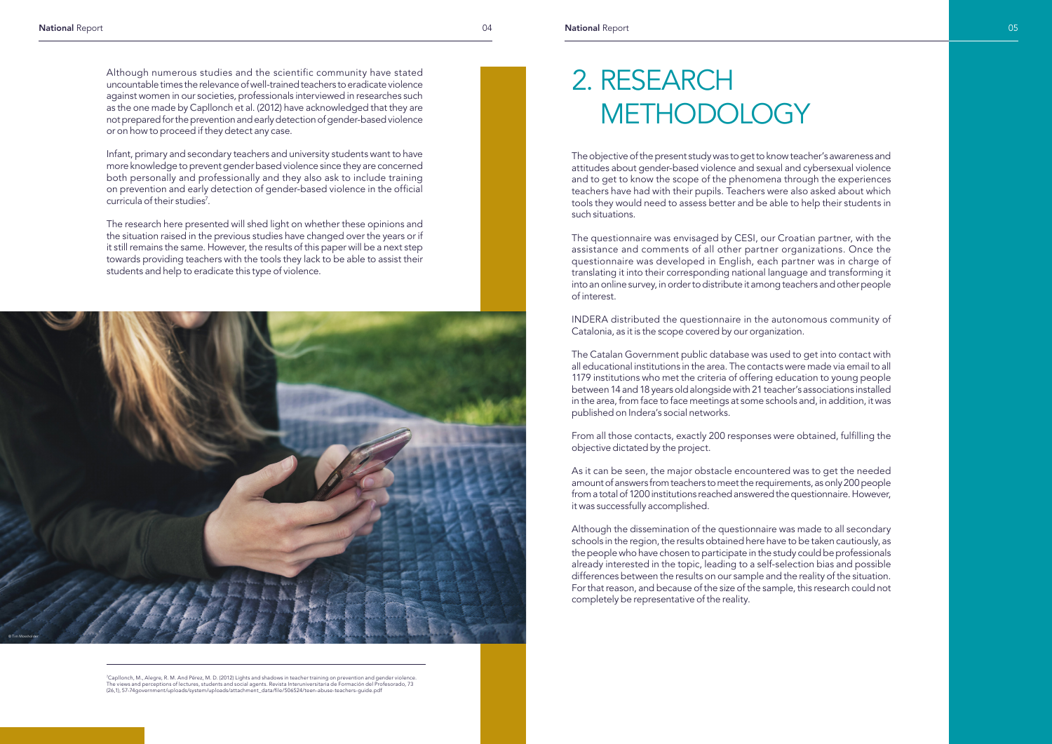Although numerous studies and the scientific community have stated uncountable times the relevance of well-trained teachers to eradicate violence against women in our societies, professionals interviewed in researches such as the one made by Capllonch et al. (2012) have acknowledged that they are not prepared for the prevention and early detection of gender-based violence or on how to proceed if they detect any case.

Infant, primary and secondary teachers and university students want to have more knowledge to prevent gender based violence since they are concerned both personally and professionally and they also ask to include training on prevention and early detection of gender-based violence in the official curricula of their studies[7].

The research here presented will shed light on whether these opinions and the situation raised in the previous studies have changed over the years or if it still remains the same. However, the results of this paper will be a next step towards providing teachers with the tools they lack to be able to assist their students and help to eradicate this type of violence.

[7]Capllonch, M., Alegre, R. M. And Pérez, M. D. (2012) Lights and shadows in teacher training on prevention and gender violence. The views and perceptions of lectures, students and social agents. Revista Interuniversitaria de Formación del Profesorado, 73 (26,1), 57-74government/uploads/system/uploads/attachment_data/file/506524/teen-abuse-teachers-guide.pdf

# 2. RESEARCH METHODOLOGY

The objective of the present study was to get to know teacher's awareness and attitudes about gender-based violence and sexual and cybersexual violence and to get to know the scope of the phenomena through the experiences teachers have had with their pupils. Teachers were also asked about which tools they would need to assess better and be able to help their students in such situations.

The questionnaire was envisaged by CESI, our Croatian partner, with the assistance and comments of all other partner organizations. Once the questionnaire was developed in English, each partner was in charge of translating it into their corresponding national language and transforming it into an online survey, in order to distribute it among teachers and other people of interest.

INDERA distributed the questionnaire in the autonomous community of Catalonia, as it is the scope covered by our organization.

The Catalan Government public database was used to get into contact with all educational institutions in the area. The contacts were made via email to all 1179 institutions who met the criteria of offering education to young people between 14 and 18 years old alongside with 21 teacher's associations installed in the area, from face to face meetings at some schools and, in addition, it was published on Indera's social networks.

From all those contacts, exactly 200 responses were obtained, fulfilling the objective dictated by the project.

As it can be seen, the major obstacle encountered was to get the needed amount of answers from teachers to meet the requirements, as only 200 people from a total of 1200 institutions reached answered the questionnaire. However, it was successfully accomplished.

Although the dissemination of the questionnaire was made to all secondary schools in the region, the results obtained here have to be taken cautiously, as the people who have chosen to participate in the study could be professionals already interested in the topic, leading to a self-selection bias and possible differences between the results on our sample and the reality of the situation. For that reason, and because of the size of the sample, this research could not completely be representative of the reality.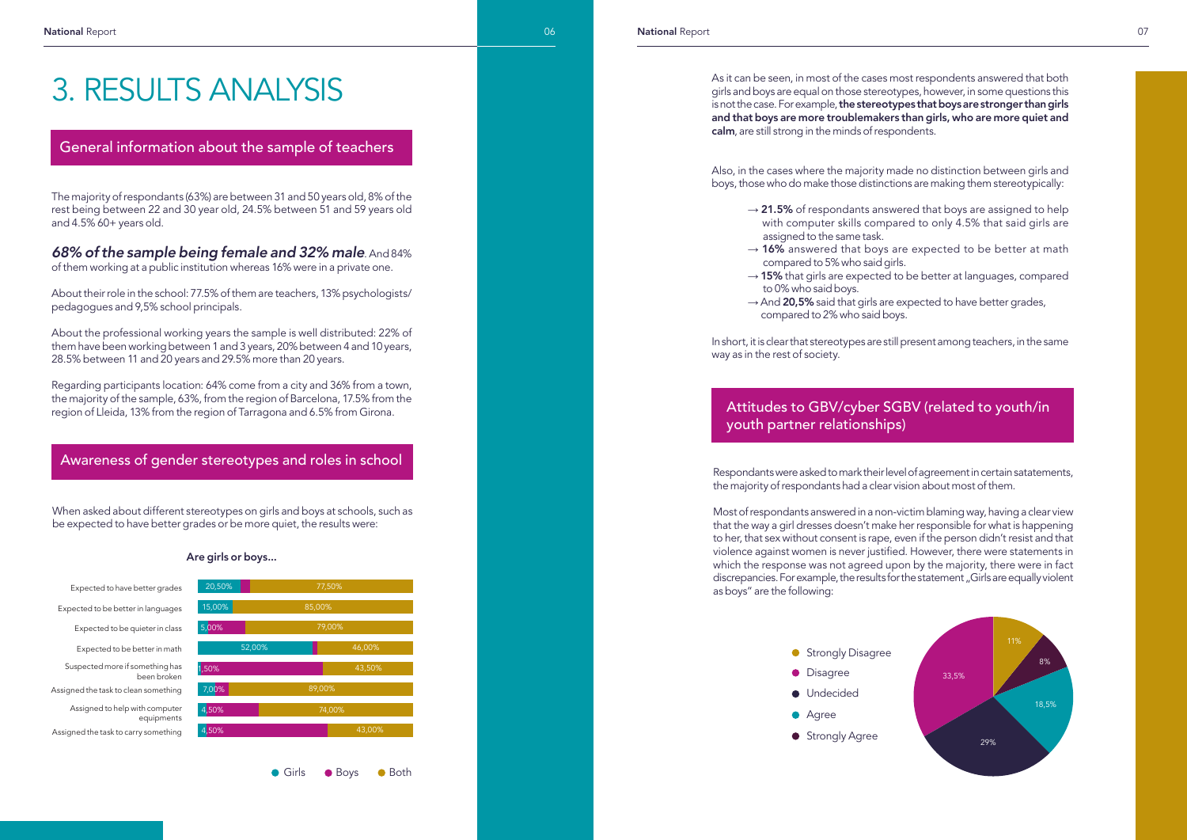# 3. RESULTS ANALYSIS

## General information about the sample of teachers

The majority of respondants (63%) are between 31 and 50 years old, 8% of the rest being between 22 and 30 year old, 24.5% between 51 and 59 years old and 4.5% 60+ years old.

***68% of the sample being female and 32% male***. And 84% of them working at a public institution whereas 16% were in a private one.

About their role in the school: 77.5% of them are teachers, 13% psychologists/pedagogues and 9,5% school principals.

About the professional working years the sample is well distributed: 22% of them have been working between 1 and 3 years, 20% between 4 and 10 years, 28.5% between 11 and 20 years and 29.5% more than 20 years.

Regarding participants location: 64% come from a city and 36% from a town, the majority of the sample, 63%, from the region of Barcelona, 17.5% from the region of Lleida, 13% from the region of Tarragona and 6.5% from Girona.

## Awareness of gender stereotypes and roles in school

When asked about different stereotypes on girls and boys at schools, such as be expected to have better grades or be more quiet, the results were:

**Are girls or boys...**

| | Girls | Boys | Both |
|---|---|---|---|
| Expected to have better grades | 20,50% | | 77,50% |
| Expected to be better in languages | 15,00% | | 85,00% |
| Expected to be quieter in class | 5,00% | | 79,00% |
| Expected to be better in math | | 52,00% | 46,00% |
| Suspected more if something has been broken | 1,50% | | 43,50% |
| Assigned the task to clean something | 7,00% | | 89,00% |
| Assigned to help with computer equipments | 4,50% | | 74,00% |
| Assigned the task to carry something | 4,50% | | 43,00% |

As it can be seen, in most of the cases most respondents answered that both girls and boys are equal on those stereotypes, however, in some questions this is not the case. For example, **the stereotypes that boys are stronger than girls and that boys are more troublemakers than girls, who are more quiet and calm**, are still strong in the minds of respondents.

Also, in the cases where the majority made no distinction between girls and boys, those who do make those distinctions are making them stereotypically:

- → **21.5%** of respondants answered that boys are assigned to help with computer skills compared to only 4.5% that said girls are assigned to the same task.
- → **16%** answered that boys are expected to be better at math compared to 5% who said girls.
- → **15%** that girls are expected to be better at languages, compared to 0% who said boys.
- → And **20,5%** said that girls are expected to have better grades, compared to 2% who said boys.

In short, it is clear that stereotypes are still present among teachers, in the same way as in the rest of society.

## Attitudes to GBV/cyber SGBV (related to youth/in youth partner relationships)

Respondants were asked to mark their level of agreement in certain satatements, the majority of respondants had a clear vision about most of them.

Most of respondants answered in a non-victim blaming way, having a clear view that the way a girl dresses doesn't make her responsible for what is happening to her, that sex without consent is rape, even if the person didn't resist and that violence against women is never justified. However, there were statements in which the response was not agreed upon by the majority, there were in fact discrepancies. For example, the results for the statement „Girls are equally violent as boys" are the following:

| Response | % |
|---|---|
| Strongly Disagree | 11% |
| Disagree | 33,5% |
| Undecided | 29% |
| Agree | 18,5% |
| Strongly Agree | 8% |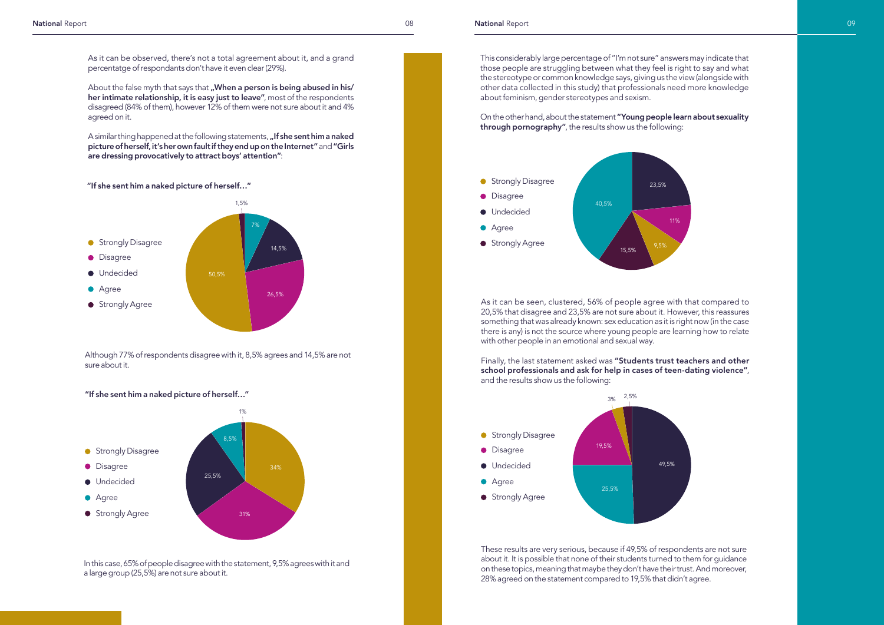As it can be observed, there's not a total agreement about it, and a grand percentatge of respondants don't have it even clear (29%).

About the false myth that says that **„When a person is being abused in his/her intimate relationship, it is easy just to leave"**, most of the respondents disagreed (84% of them), however 12% of them were not sure about it and 4% agreed on it.

A similar thing happened at the following statements, **„If she sent him a naked picture of herself, it's her own fault if they end up on the Internet"** and **"Girls are dressing provocatively to attract boys' attention"**:

**"If she sent him a naked picture of herself…"**

| Response | % |
|---|---|
| Strongly Disagree | 50,5% |
| Disagree | 26,5% |
| Undecided | 14,5% |
| Agree | 7% |
| Strongly Agree | 1,5% |

Although 77% of respondents disagree with it, 8,5% agrees and 14,5% are not sure about it.

**"If she sent him a naked picture of herself…"**

| Response | % |
|---|---|
| Strongly Disagree | 34% |
| Disagree | 31% |
| Undecided | 25,5% |
| Agree | 8,5% |
| Strongly Agree | 1% |

In this case, 65% of people disagree with the statement, 9,5% agrees with it and a large group (25,5%) are not sure about it.

This considerably large percentage of "I'm not sure" answers may indicate that those people are struggling between what they feel is right to say and what the stereotype or common knowledge says, giving us the view (alongside with other data collected in this study) that professionals need more knowledge about feminism, gender stereotypes and sexism.

On the other hand, about the statement **"Young people learn about sexuality through pornography"**, the results show us the following:

| Response | % |
|---|---|
| Strongly Disagree | 9,5% |
| Disagree | 11% |
| Undecided | 23,5% |
| Agree | 40,5% |
| Strongly Agree | 15,5% |

As it can be seen, clustered, 56% of people agree with that compared to 20,5% that disagree and 23,5% are not sure about it. However, this reassures something that was already known: sex education as it is right now (in the case there is any) is not the source where young people are learning how to relate with other people in an emotional and sexual way.

Finally, the last statement asked was **"Students trust teachers and other school professionals and ask for help in cases of teen-dating violence"**, and the results show us the following:

| Response | % |
|---|---|
| Strongly Disagree | 3% |
| Disagree | 19,5% |
| Undecided | 49,5% |
| Agree | 25,5% |
| Strongly Agree | 2,5% |

These results are very serious, because if 49,5% of respondents are not sure about it. It is possible that none of their students turned to them for guidance on these topics, meaning that maybe they don't have their trust. And moreover, 28% agreed on the statement compared to 19,5% that didn't agree.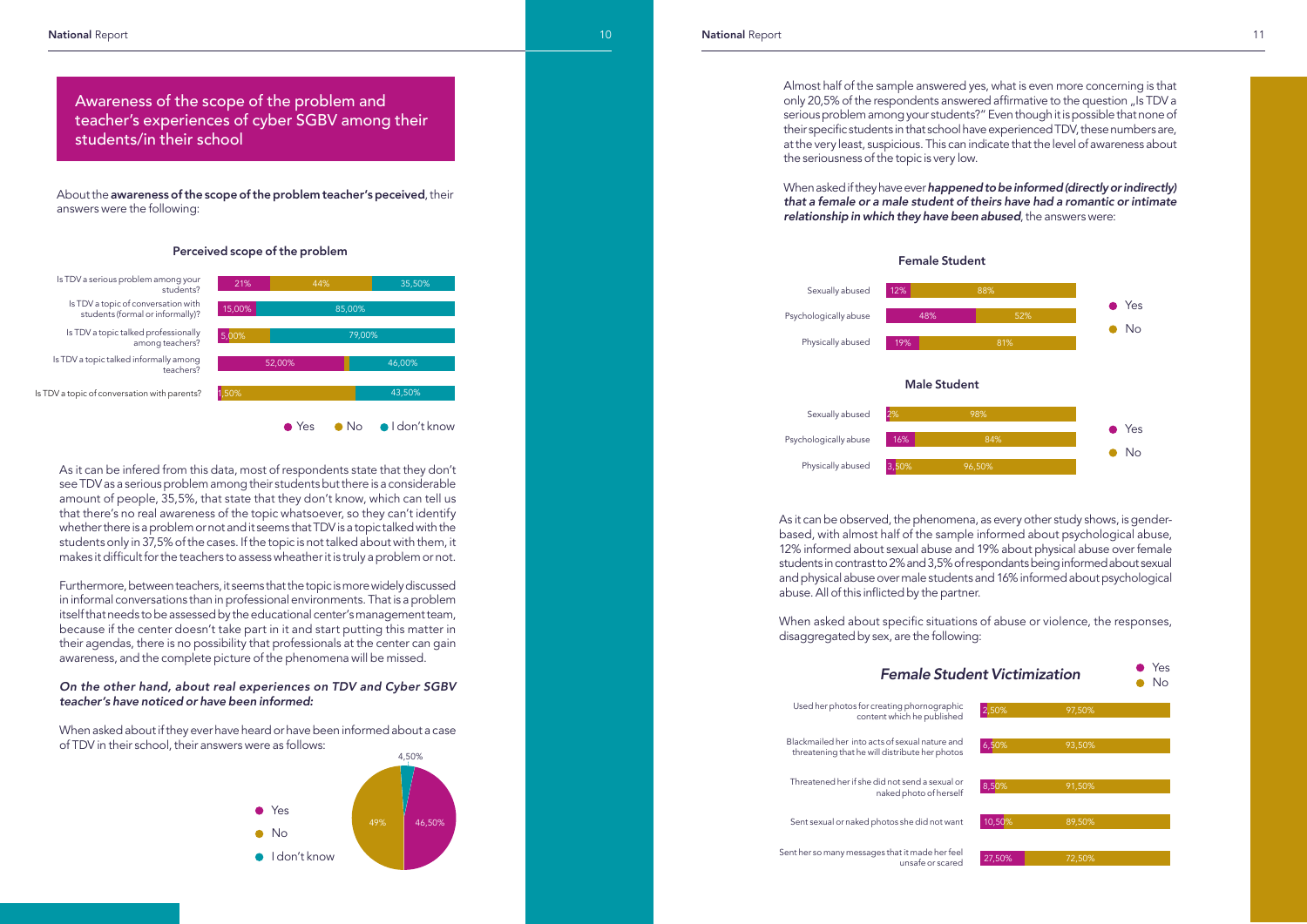## Awareness of the scope of the problem and teacher's experiences of cyber SGBV among their students/in their school

About the **awareness of the scope of the problem teacher's peceived**, their answers were the following:

**Perceived scope of the problem**

| | Yes | No | I don't know |
|---|---|---|---|
| Is TDV a serious problem among your students? | 21% | 44% | 35,50% |
| Is TDV a topic of conversation with students (formal or informally)? | 15,00% | | 85,00% |
| Is TDV a topic talked professionally among teachers? | | 5,00% | 79,00% |
| Is TDV a topic talked informally among teachers? | 52,00% | | 46,00% |
| Is TDV a topic of conversation with parents? | 1,50% | | 43,50% |

As it can be infered from this data, most of respondents state that they don't see TDV as a serious problem among their students but there is a considerable amount of people, 35,5%, that state that they don't know, which can tell us that there's no real awareness of the topic whatsoever, so they can't identify whether there is a problem or not and it seems that TDV is a topic talked with the students only in 37,5% of the cases. If the topic is not talked about with them, it makes it difficult for the teachers to assess wheather it is truly a problem or not.

Furthermore, between teachers, it seems that the topic is more widely discussed in informal conversations than in professional environments. That is a problem itself that needs to be assessed by the educational center's management team, because if the center doesn't take part in it and start putting this matter in their agendas, there is no possibility that professionals at the center can gain awareness, and the complete picture of the phenomena will be missed.

***On the other hand, about real experiences on TDV and Cyber SGBV teacher's have noticed or have been informed:***

When asked about if they ever have heard or have been informed about a case of TDV in their school, their answers were as follows:

| Answer | % |
|---|---|
| Yes | 46,50% |
| No | 49% |
| I don't know | 4,50% |

Almost half of the sample answered yes, what is even more concerning is that only 20,5% of the respondents answered affirmative to the question „Is TDV a serious problem among your students?" Even though it is possible that none of their specific students in that school have experienced TDV, these numbers are, at the very least, suspicious. This can indicate that the level of awareness about the seriousness of the topic is very low.

When asked if they have ever ***happened to be informed (directly or indirectly) that a female or a male student of theirs have had a romantic or intimate relationship in which they have been abused***, the answers were:

**Female Student**

| | Yes | No |
|---|---|---|
| Sexually abused | 12% | 88% |
| Psychologically abuse | 48% | 52% |
| Physically abused | 19% | 81% |

**Male Student**

| | Yes | No |
|---|---|---|
| Sexually abused | 2% | 98% |
| Psychologically abuse | 16% | 84% |
| Physically abused | 3,50% | 96,50% |

As it can be observed, the phenomena, as every other study shows, is gender-based, with almost half of the sample informed about psychological abuse, 12% informed about sexual abuse and 19% about physical abuse over female students in contrast to 2% and 3,5% of respondants being informed about sexual and physical abuse over male students and 16% informed about psychological abuse. All of this inflicted by the partner.

When asked about specific situations of abuse or violence, the responses, disaggregated by sex, are the following:

***Female Student Victimization***

| | Yes | No |
|---|---|---|
| Used her photos for creating phornographic content which he published | 2,50% | 97,50% |
| Blackmailed her into acts of sexual nature and threatening that he will distribute her photos | 6,50% | 93,50% |
| Threatened her if she did not send a sexual or naked photo of herself | 8,50% | 91,50% |
| Sent sexual or naked photos she did not want | 10,50% | 89,50% |
| Sent her so many messages that it made her feel unsafe or scared | 27,50% | 72,50% |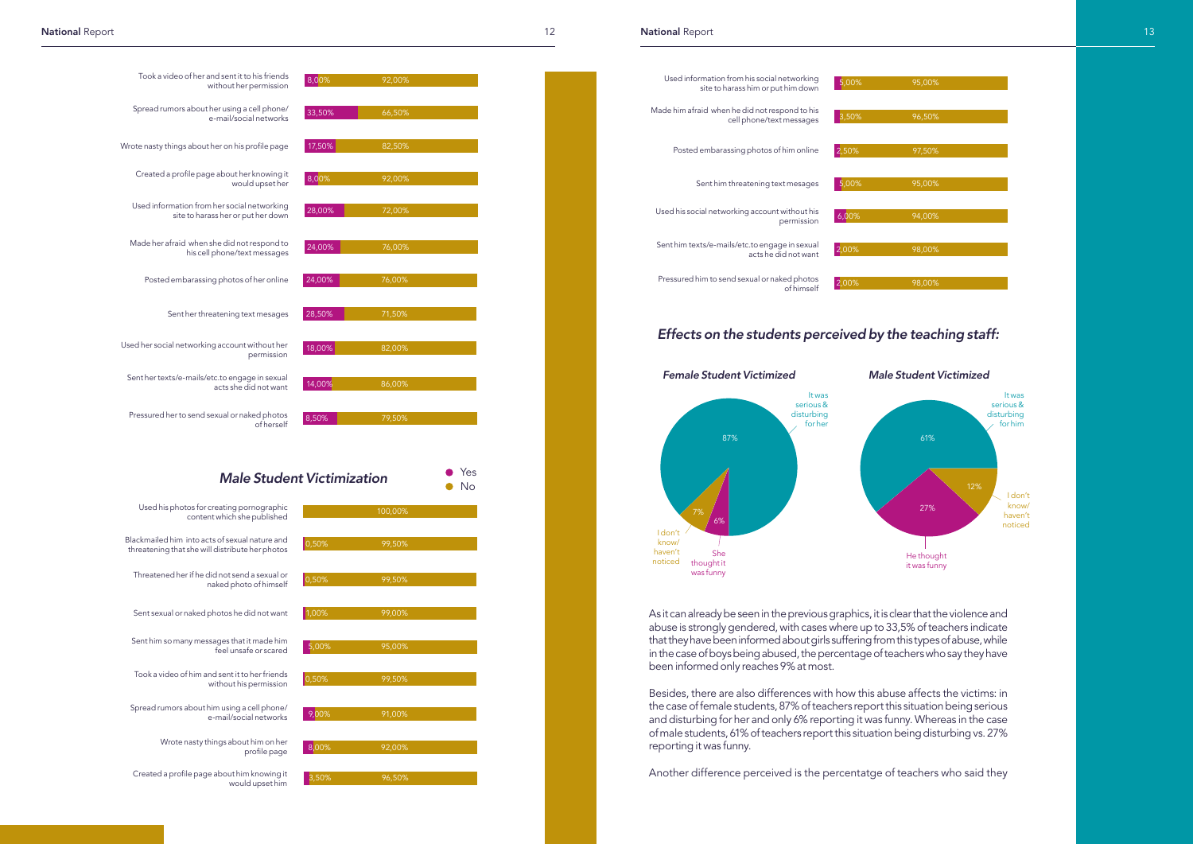| | Yes | No |
|---|---|---|
| Took a video of her and sent it to his friends without her permission | 8,00% | 92,00% |
| Spread rumors about her using a cell phone/ e-mail/social networks | 33,50% | 66,50% |
| Wrote nasty things about her on his profile page | 17,50% | 82,50% |
| Created a profile page about her knowing it would upset her | 8,00% | 92,00% |
| Used information from her social networking site to harass her or put her down | 28,00% | 72,00% |
| Made her afraid when she did not respond to his cell phone/text messages | 24,00% | 76,00% |
| Posted embarassing photos of her online | 24,00% | 76,00% |
| Sent her threatening text mesages | 28,50% | 71,50% |
| Used her social networking account without her permission | 18,00% | 82,00% |
| Sent her texts/e-mails/etc.to engage in sexual acts she did not want | 14,00% | 86,00% |
| Pressured her to send sexual or naked photos of herself | 8,50% | 79,50% |

## *Male Student Victimization*

| | Yes | No |
|---|---|---|
| Used his photos for creating pornographic content which she published | | 100,00% |
| Blackmailed him into acts of sexual nature and threatening that she will distribute her photos | 0,50% | 99,50% |
| Threatened her if he did not send a sexual or naked photo of himself | 0,50% | 99,50% |
| Sent sexual or naked photos he did not want | 1,00% | 99,00% |
| Sent him so many messages that it made him feel unsafe or scared | 5,00% | 95,00% |
| Took a video of him and sent it to her friends without his permission | 0,50% | 99,50% |
| Spread rumors about him using a cell phone/ e-mail/social networks | 9,00% | 91,00% |
| Wrote nasty things about him on her profile page | 8,00% | 92,00% |
| Created a profile page about him knowing it would upset him | 3,50% | 96,50% |
| Used information from his social networking site to harass him or put him down | 5,00% | 95,00% |
| Made him afraid when he did not respond to his cell phone/text messages | 3,50% | 96,50% |
| Posted embarassing photos of him online | 2,50% | 97,50% |
| Sent him threatening text mesages | 5,00% | 95,00% |
| Used his social networking account without his permission | 6,00% | 94,00% |
| Sent him texts/e-mails/etc.to engage in sexual acts he did not want | 2,00% | 98,00% |
| Pressured him to send sexual or naked photos of himself | 2,00% | 98,00% |

## *Effects on the students perceived by the teaching staff:*

| | *Female Student Victimized* | *Male Student Victimized* |
|---|---|---|
| It was serious & disturbing for her/him | 87% | 61% |
| She/He thought it was funny | 6% | 27% |
| I don't know/ haven't noticed | 7% | 12% |

As it can already be seen in the previous graphics, it is clear that the violence and abuse is strongly gendered, with cases where up to 33,5% of teachers indicate that they have been informed about girls suffering from this types of abuse, while in the case of boys being abused, the percentage of teachers who say they have been informed only reaches 9% at most.

Besides, there are also differences with how this abuse affects the victims: in the case of female students, 87% of teachers report this situation being serious and disturbing for her and only 6% reporting it was funny. Whereas in the case of male students, 61% of teachers report this situation being disturbing vs. 27% reporting it was funny.

Another difference perceived is the percentatge of teachers who said they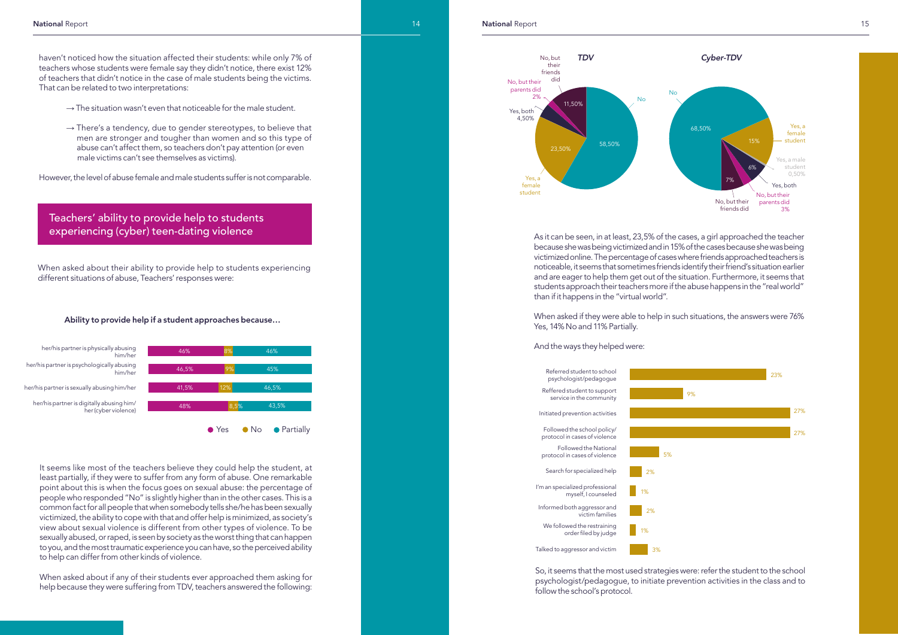haven't noticed how the situation affected their students: while only 7% of teachers whose students were female say they didn't notice, there exist 12% of teachers that didn't notice in the case of male students being the victims. That can be related to two interpretations:

- → The situation wasn't even that noticeable for the male student.
- → There's a tendency, due to gender stereotypes, to believe that men are stronger and tougher than women and so this type of abuse can't affect them, so teachers don't pay attention (or even male victims can't see themselves as victims).

However, the level of abuse female and male students suffer is not comparable.

## Teachers' ability to provide help to students experiencing (cyber) teen-dating violence

When asked about their ability to provide help to students experiencing different situations of abuse, Teachers' responses were:

**Ability to provide help if a student approaches because…**

| | Yes | No | Partially |
|---|---|---|---|
| her/his partner is physically abusing him/her | 46% | 8% | 46% |
| her/his partner is psychologically abusing him/her | 46,5% | 9% | 45% |
| her/his partner is sexually abusing him/her | 41,5% | 12% | 46,5% |
| her/his partner is digitally abusing him/her (cyber violence) | 48% | 8,5% | 43,5% |

It seems like most of the teachers believe they could help the student, at least partially, if they were to suffer from any form of abuse. One remarkable point about this is when the focus goes on sexual abuse: the percentage of people who responded "No" is slightly higher than in the other cases. This is a common fact for all people that when somebody tells she/he has been sexually victimized, the ability to cope with that and offer help is minimized, as society's view about sexual violence is different from other types of violence. To be sexually abused, or raped, is seen by society as the worst thing that can happen to you, and the most traumatic experience you can have, so the perceived ability to help can differ from other kinds of violence.

When asked about if any of their students ever approached them asking for help because they were suffering from TDV, teachers answered the following:

**TDV**

| Answer | % |
|---|---|
| No | 58,50% |
| Yes, a female student | 23,50% |
| Yes, both | 4,50% |
| No, but their parents did | 2% |
| No, but their friends did | 11,50% |

**Cyber-TDV**

| Answer | % |
|---|---|
| No | 68,50% |
| Yes, a female student | 15% |
| Yes, a male student | 0,50% |
| Yes, both | 6% |
| No, but their parents did | 3% |
| No, but their friends did | 7% |

As it can be seen, in at least, 23,5% of the cases, a girl approached the teacher because she was being victimized and in 15% of the cases because she was being victimized online. The percentage of cases where friends approached teachers is noticeable, it seems that sometimes friends identify their friend's situation earlier and are eager to help them get out of the situation. Furthermore, it seems that students approach their teachers more if the abuse happens in the "real world" than if it happens in the "virtual world".

When asked if they were able to help in such situations, the answers were 76% Yes, 14% No and 11% Partially.

And the ways they helped were:

| Way of helping | % |
|---|---|
| Referred student to school psychologist/pedagogue | 23% |
| Reffered student to support service in the community | 9% |
| Initiated prevention activities | 27% |
| Followed the school policy/ protocol in cases of violence | 27% |
| Followed the National protocol in cases of violence | 5% |
| Search for specialized help | 2% |
| I'm an specialized professional myself, I counseled | 1% |
| Informed both aggressor and victim families | 2% |
| We followed the restraining order filed by judge | 1% |
| Talked to aggressor and victim | 3% |

So, it seems that the most used strategies were: refer the student to the school psychologist/pedagogue, to initiate prevention activities in the class and to follow the school's protocol.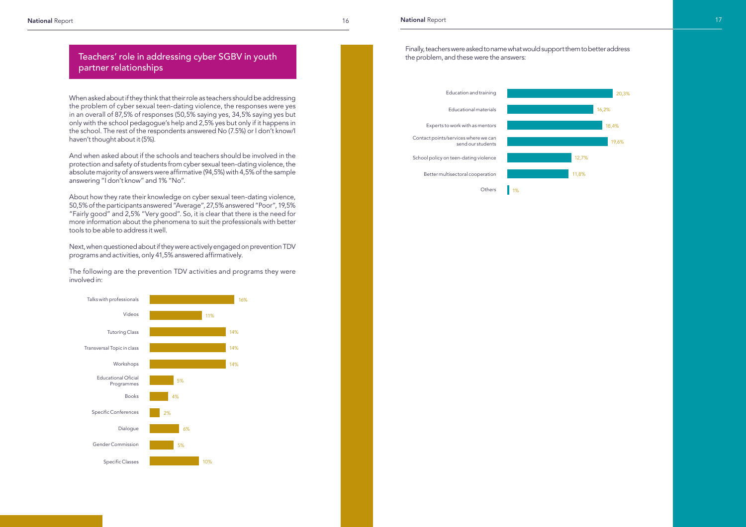## Teachers' role in addressing cyber SGBV in youth partner relationships

When asked about if they think that their role as teachers should be addressing the problem of cyber sexual teen-dating violence, the responses were yes in an overall of 87,5% of responses (50,5% saying yes, 34,5% saying yes but only with the school pedagogue's help and 2,5% yes but only if it happens in the school. The rest of the respondents answered No (7.5%) or I don't know/I haven't thought about it (5%).

And when asked about if the schools and teachers should be involved in the protection and safety of students from cyber sexual teen-dating violence, the absolute majority of answers were affirmative (94,5%) with 4,5% of the sample answering "I don't know" and 1% "No".

About how they rate their knowledge on cyber sexual teen-dating violence, 50,5% of the participants answered "Average", 27,5% answered "Poor", 19,5% "Fairly good" and 2,5% "Very good". So, it is clear that there is the need for more information about the phenomena to suit the professionals with better tools to be able to address it well.

Next, when questioned about if they were actively engaged on prevention TDV programs and activities, only 41,5% answered affirmatively.

The following are the prevention TDV activities and programs they were involved in:

| Activity | % |
|---|---|
| Talks with professionals | 16% |
| Videos | 11% |
| Tutoring Class | 14% |
| Transversal Topic in class | 14% |
| Workshops | 14% |
| Educational Oficial Programmes | 5% |
| Books | 4% |
| Specific Conferences | 2% |
| Dialogue | 6% |
| Gender Commission | 5% |
| Specific Classes | 10% |

Finally, teachers were asked to name what would support them to better address the problem, and these were the answers:

| Support | % |
|---|---|
| Education and training | 20,3% |
| Educational materials | 16,2% |
| Experts to work with as mentors | 18,4% |
| Contact points/services where we can send our students | 19,6% |
| School policy on teen-dating violence | 12,7% |
| Better multisectoral cooperation | 11,8% |
| Others | 1% |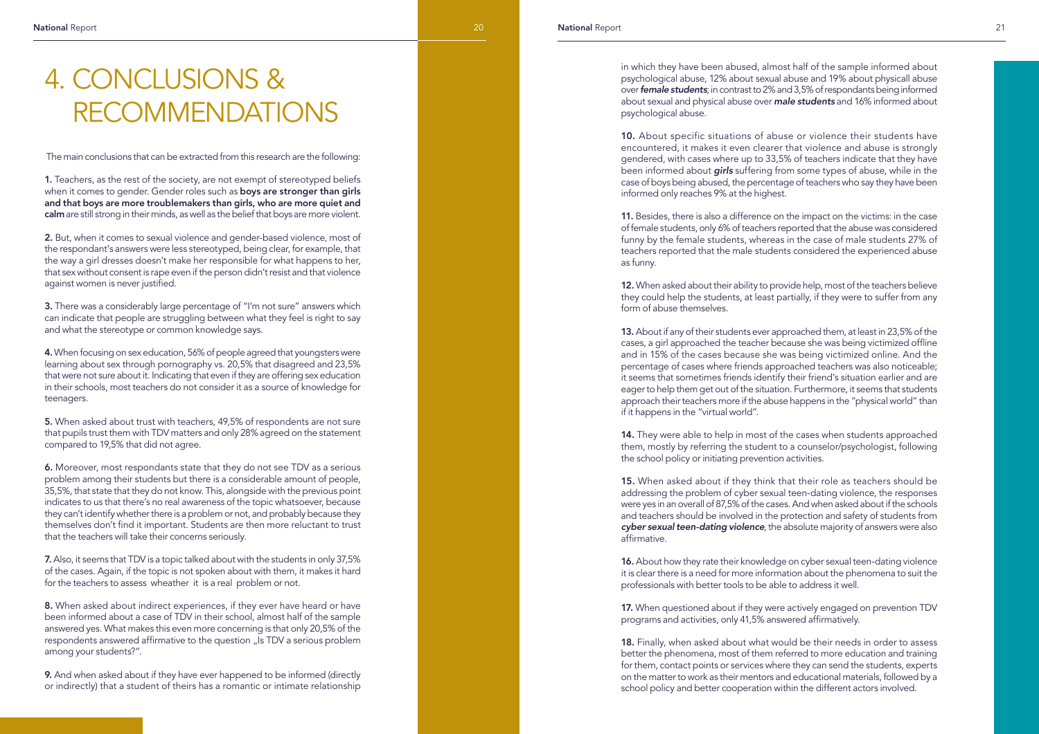# 4. CONCLUSIONS & RECOMMENDATIONS

The main conclusions that can be extracted from this research are the following:

**1.** Teachers, as the rest of the society, are not exempt of stereotyped beliefs when it comes to gender. Gender roles such as **boys are stronger than girls and that boys are more troublemakers than girls, who are more quiet and calm** are still strong in their minds, as well as the belief that boys are more violent.

**2.** But, when it comes to sexual violence and gender-based violence, most of the respondant's answers were less stereotyped, being clear, for example, that the way a girl dresses doesn't make her responsible for what happens to her, that sex without consent is rape even if the person didn't resist and that violence against women is never justified.

**3.** There was a considerably large percentage of "I'm not sure" answers which can indicate that people are struggling between what they feel is right to say and what the stereotype or common knowledge says.

**4.** When focusing on sex education, 56% of people agreed that youngsters were learning about sex through pornography vs. 20,5% that disagreed and 23,5% that were not sure about it. Indicating that even if they are offering sex education in their schools, most teachers do not consider it as a source of knowledge for teenagers.

**5.** When asked about trust with teachers, 49,5% of respondents are not sure that pupils trust them with TDV matters and only 28% agreed on the statement compared to 19,5% that did not agree.

**6.** Moreover, most respondants state that they do not see TDV as a serious problem among their students but there is a considerable amount of people, 35,5%, that state that they do not know. This, alongside with the previous point indicates to us that there's no real awareness of the topic whatsoever, because they can't identify whether there is a problem or not, and probably because they themselves don't find it important. Students are then more reluctant to trust that the teachers will take their concerns seriously.

**7.** Also, it seems that TDV is a topic talked about with the students in only 37,5% of the cases. Again, if the topic is not spoken about with them, it makes it hard for the teachers to assess wheather it is a real problem or not.

**8.** When asked about indirect experiences, if they ever have heard or have been informed about a case of TDV in their school, almost half of the sample answered yes. What makes this even more concerning is that only 20,5% of the respondents answered affirmative to the question „Is TDV a serious problem among your students?".

**9.** And when asked about if they have ever happened to be informed (directly or indirectly) that a student of theirs has a romantic or intimate relationship in which they have been abused, almost half of the sample informed about psychological abuse, 12% about sexual abuse and 19% about physicall abuse over ***female students***; in contrast to 2% and 3,5% of respondants being informed about sexual and physical abuse over ***male students*** and 16% informed about psychological abuse.

**10.** About specific situations of abuse or violence their students have encountered, it makes it even clearer that violence and abuse is strongly gendered, with cases where up to 33,5% of teachers indicate that they have been informed about ***girls*** suffering from some types of abuse, while in the case of boys being abused, the percentage of teachers who say they have been informed only reaches 9% at the highest.

**11.** Besides, there is also a difference on the impact on the victims: in the case of female students, only 6% of teachers reported that the abuse was considered funny by the female students, whereas in the case of male students 27% of teachers reported that the male students considered the experienced abuse as funny.

**12.** When asked about their ability to provide help, most of the teachers believe they could help the students, at least partially, if they were to suffer from any form of abuse themselves.

**13.** About if any of their students ever approached them, at least in 23,5% of the cases, a girl approached the teacher because she was being victimized offline and in 15% of the cases because she was being victimized online. And the percentage of cases where friends approached teachers was also noticeable; it seems that sometimes friends identify their friend's situation earlier and are eager to help them get out of the situation. Furthermore, it seems that students approach their teachers more if the abuse happens in the "physical world" than if it happens in the "virtual world".

**14.** They were able to help in most of the cases when students approached them, mostly by referring the student to a counselor/psychologist, following the school policy or initiating prevention activities.

**15.** When asked about if they think that their role as teachers should be addressing the problem of cyber sexual teen-dating violence, the responses were yes in an overall of 87,5% of the cases. And when asked about if the schools and teachers should be involved in the protection and safety of students from ***cyber sexual teen-dating violence***, the absolute majority of answers were also affirmative.

**16.** About how they rate their knowledge on cyber sexual teen-dating violence it is clear there is a need for more information about the phenomena to suit the professionals with better tools to be able to address it well.

**17.** When questioned about if they were actively engaged on prevention TDV programs and activities, only 41,5% answered affirmatively.

**18.** Finally, when asked about what would be their needs in order to assess better the phenomena, most of them referred to more education and training for them, contact points or services where they can send the students, experts on the matter to work as their mentors and educational materials, followed by a school policy and better cooperation within the different actors involved.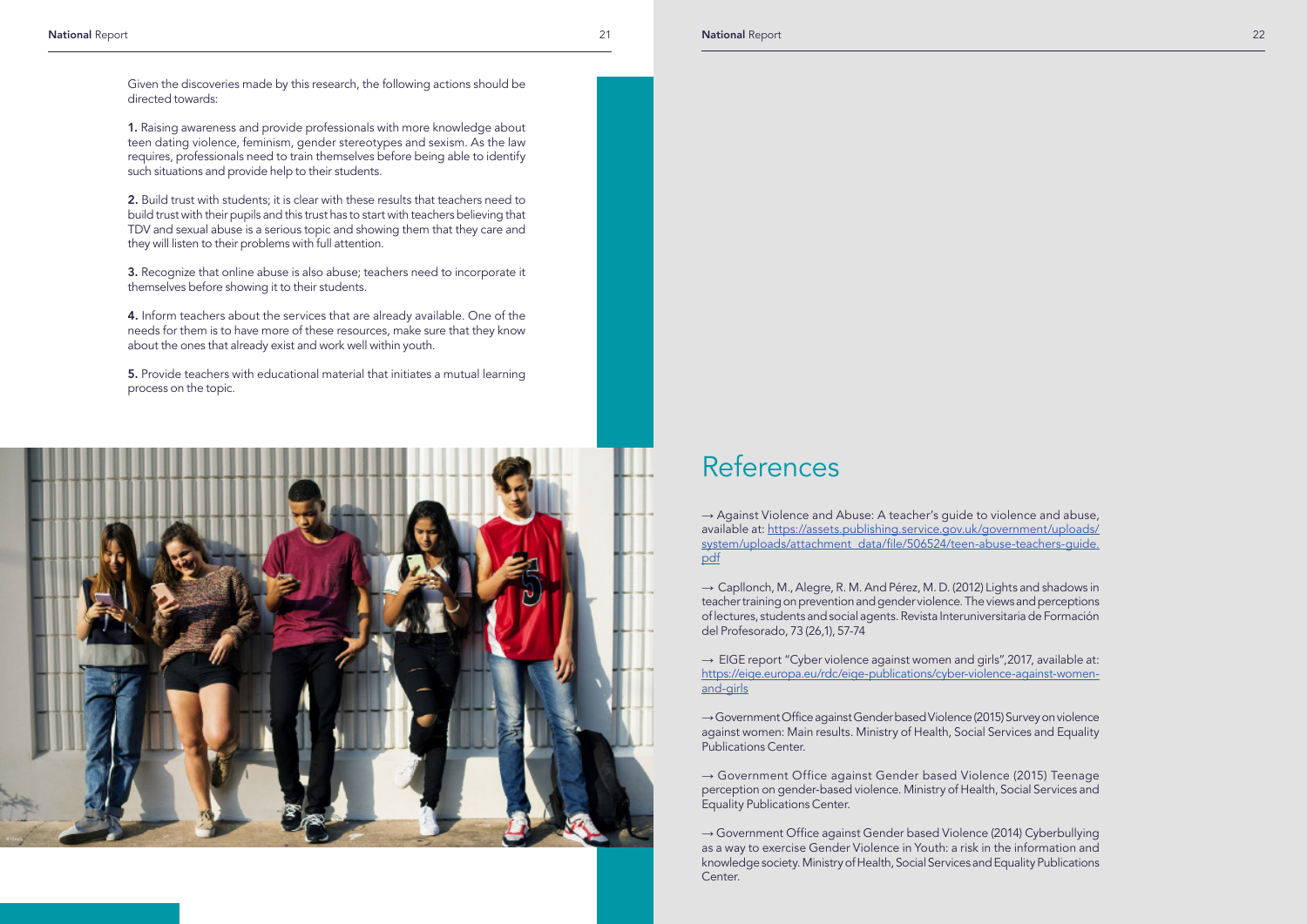Given the discoveries made by this research, the following actions should be directed towards:

**1.** Raising awareness and provide professionals with more knowledge about teen dating violence, feminism, gender stereotypes and sexism. As the law requires, professionals need to train themselves before being able to identify such situations and provide help to their students.

**2.** Build trust with students; it is clear with these results that teachers need to build trust with their pupils and this trust has to start with teachers believing that TDV and sexual abuse is a serious topic and showing them that they care and they will listen to their problems with full attention.

**3.** Recognize that online abuse is also abuse; teachers need to incorporate it themselves before showing it to their students.

**4.** Inform teachers about the services that are already available. One of the needs for them is to have more of these resources, make sure that they know about the ones that already exist and work well within youth.

**5.** Provide teachers with educational material that initiates a mutual learning process on the topic.

# References

→ Against Violence and Abuse: A teacher's guide to violence and abuse, available at: https://assets.publishing.service.gov.uk/government/uploads/system/uploads/attachment_data/file/506524/teen-abuse-teachers-guide.pdf

→ Capllonch, M., Alegre, R. M. And Pérez, M. D. (2012) Lights and shadows in teacher training on prevention and gender violence. The views and perceptions of lectures, students and social agents. Revista Interuniversitaria de Formación del Profesorado, 73 (26,1), 57-74

→ EIGE report "Cyber violence against women and girls",2017, available at: https://eige.europa.eu/rdc/eige-publications/cyber-violence-against-women-and-girls

→ Government Office against Gender based Violence (2015) Survey on violence against women: Main results. Ministry of Health, Social Services and Equality Publications Center.

→ Government Office against Gender based Violence (2015) Teenage perception on gender-based violence. Ministry of Health, Social Services and Equality Publications Center.

→ Government Office against Gender based Violence (2014) Cyberbullying as a way to exercise Gender Violence in Youth: a risk in the information and knowledge society. Ministry of Health, Social Services and Equality Publications Center.